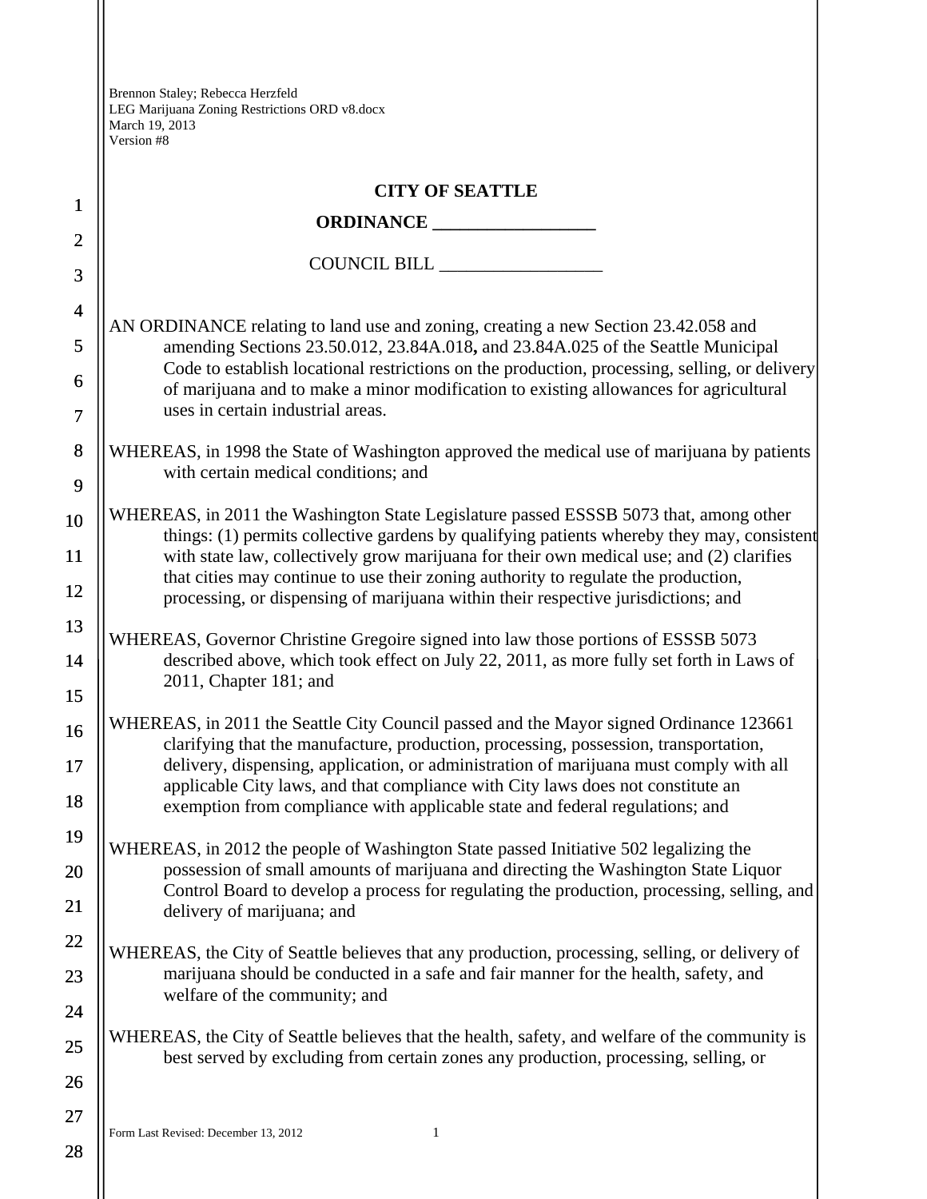Brennon Staley; Rebecca Herzfeld
LEG Marijuana Zoning Restrictions ORD v8.docx
March 19, 2013
Version #8

**CITY OF SEATTLE**

**ORDINANCE __________________**

COUNCIL BILL __________________

AN ORDINANCE relating to land use and zoning, creating a new Section 23.42.058 and amending Sections 23.50.012, 23.84A.018**,** and 23.84A.025 of the Seattle Municipal Code to establish locational restrictions on the production, processing, selling, or delivery of marijuana and to make a minor modification to existing allowances for agricultural uses in certain industrial areas.

WHEREAS, in 1998 the State of Washington approved the medical use of marijuana by patients with certain medical conditions; and

WHEREAS, in 2011 the Washington State Legislature passed ESSSB 5073 that, among other things: (1) permits collective gardens by qualifying patients whereby they may, consistent with state law, collectively grow marijuana for their own medical use; and (2) clarifies that cities may continue to use their zoning authority to regulate the production, processing, or dispensing of marijuana within their respective jurisdictions; and

WHEREAS, Governor Christine Gregoire signed into law those portions of ESSSB 5073 described above, which took effect on July 22, 2011, as more fully set forth in Laws of 2011, Chapter 181; and

WHEREAS, in 2011 the Seattle City Council passed and the Mayor signed Ordinance 123661 clarifying that the manufacture, production, processing, possession, transportation, delivery, dispensing, application, or administration of marijuana must comply with all applicable City laws, and that compliance with City laws does not constitute an exemption from compliance with applicable state and federal regulations; and

WHEREAS, in 2012 the people of Washington State passed Initiative 502 legalizing the possession of small amounts of marijuana and directing the Washington State Liquor Control Board to develop a process for regulating the production, processing, selling, and delivery of marijuana; and

WHEREAS, the City of Seattle believes that any production, processing, selling, or delivery of marijuana should be conducted in a safe and fair manner for the health, safety, and welfare of the community; and

WHEREAS, the City of Seattle believes that the health, safety, and welfare of the community is best served by excluding from certain zones any production, processing, selling, or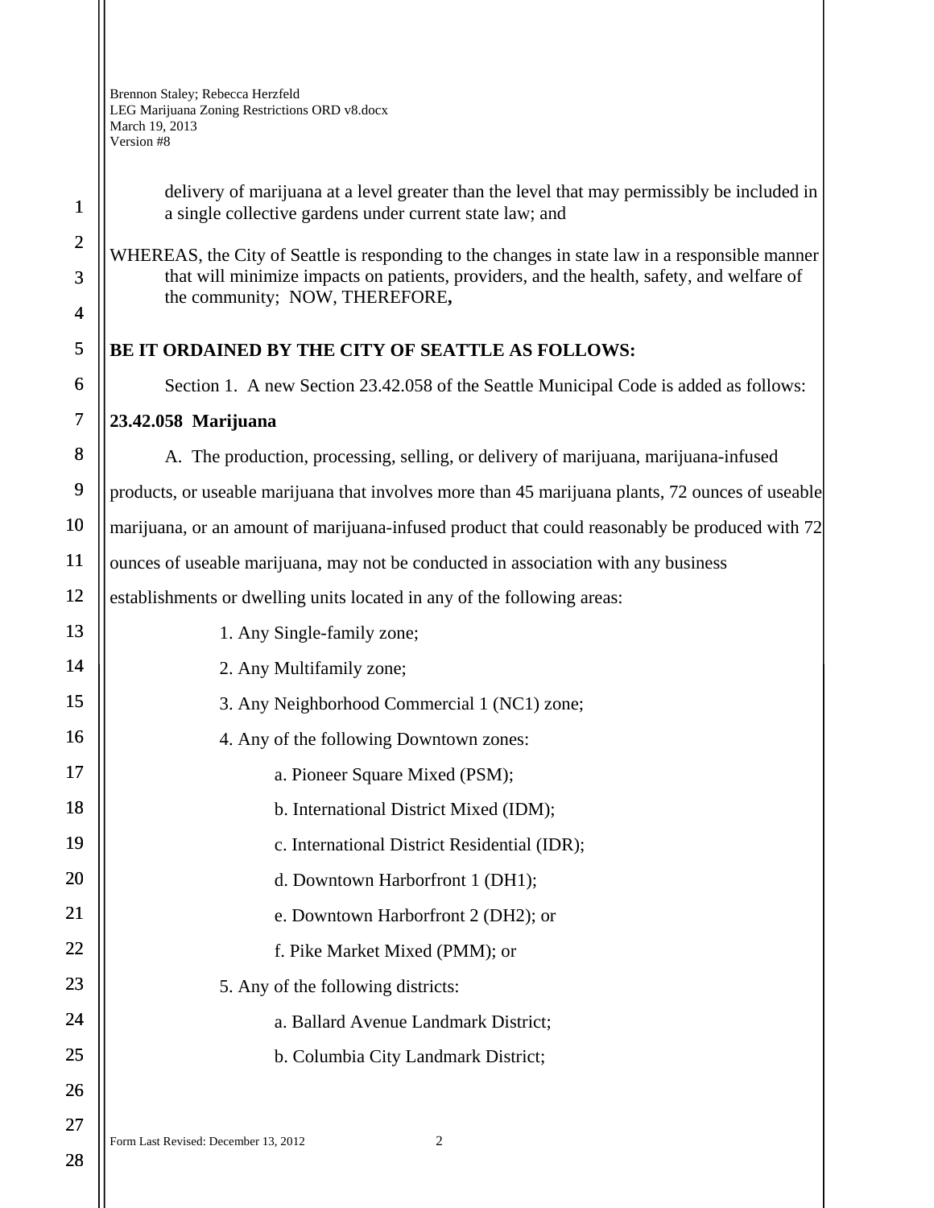delivery of marijuana at a level greater than the level that may permissibly be included in a single collective gardens under current state law; and

WHEREAS, the City of Seattle is responding to the changes in state law in a responsible manner that will minimize impacts on patients, providers, and the health, safety, and welfare of the community; NOW, THEREFORE**,**

**BE IT ORDAINED BY THE CITY OF SEATTLE AS FOLLOWS:**

Section 1. A new Section 23.42.058 of the Seattle Municipal Code is added as follows:

**23.42.058 Marijuana**

A. The production, processing, selling, or delivery of marijuana, marijuana-infused products, or useable marijuana that involves more than 45 marijuana plants, 72 ounces of useable marijuana, or an amount of marijuana-infused product that could reasonably be produced with 72 ounces of useable marijuana, may not be conducted in association with any business establishments or dwelling units located in any of the following areas:

1. Any Single-family zone;
2. Any Multifamily zone;
3. Any Neighborhood Commercial 1 (NC1) zone;
4. Any of the following Downtown zones:
    a. Pioneer Square Mixed (PSM);
    b. International District Mixed (IDM);
    c. International District Residential (IDR);
    d. Downtown Harborfront 1 (DH1);
    e. Downtown Harborfront 2 (DH2); or
    f. Pike Market Mixed (PMM); or
5. Any of the following districts:
    a. Ballard Avenue Landmark District;
    b. Columbia City Landmark District;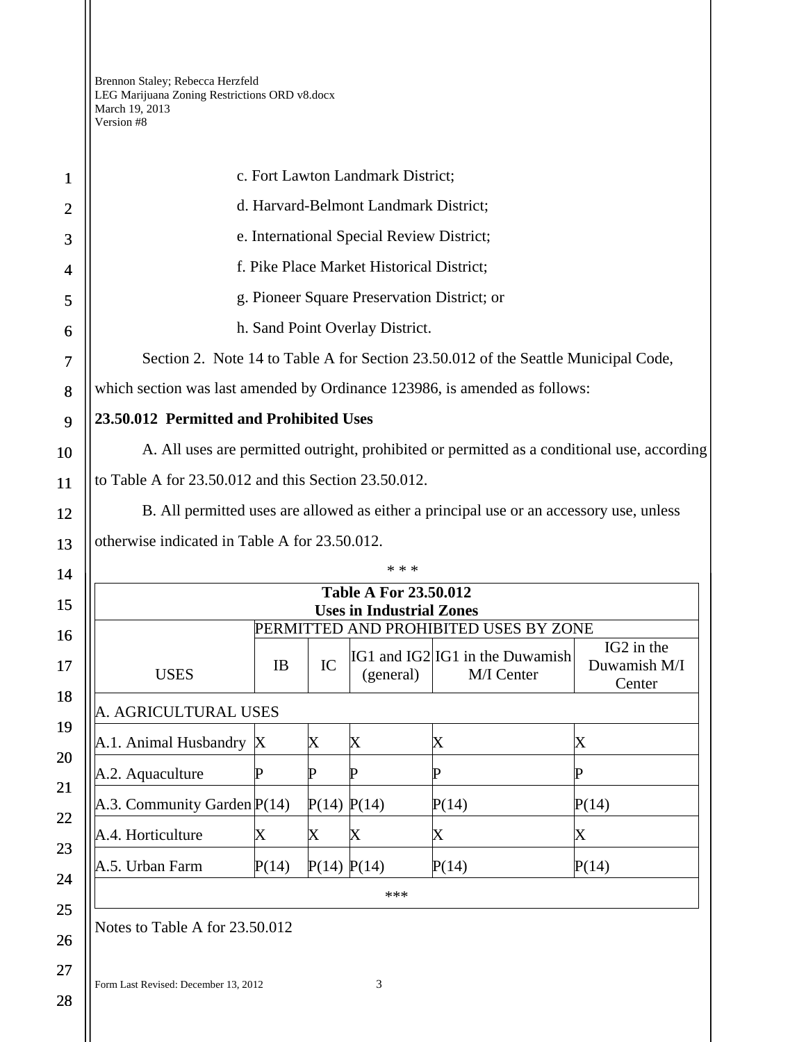c. Fort Lawton Landmark District;

d. Harvard-Belmont Landmark District;

e. International Special Review District;

f. Pike Place Market Historical District;

g. Pioneer Square Preservation District; or

h. Sand Point Overlay District.

Section 2. Note 14 to Table A for Section 23.50.012 of the Seattle Municipal Code, which section was last amended by Ordinance 123986, is amended as follows:

**23.50.012 Permitted and Prohibited Uses**

A. All uses are permitted outright, prohibited or permitted as a conditional use, according to Table A for 23.50.012 and this Section 23.50.012.

B. All permitted uses are allowed as either a principal use or an accessory use, unless otherwise indicated in Table A for 23.50.012.

\* \* \*

**Table A For 23.50.012**
**Uses in Industrial Zones**

| | PERMITTED AND PROHIBITED USES BY ZONE | | | | |
|---|---|---|---|---|---|
| USES | IB | IC | IG1 and IG2 (general) | IG1 in the Duwamish M/I Center | IG2 in the Duwamish M/I Center |
| A. AGRICULTURAL USES | | | | | |
| A.1. Animal Husbandry | X | X | X | X | X |
| A.2. Aquaculture | P | P | P | P | P |
| A.3. Community Garden | P(14) | P(14) | P(14) | P(14) | P(14) |
| A.4. Horticulture | X | X | X | X | X |
| A.5. Urban Farm | P(14) | P(14) | P(14) | P(14) | P(14) |
| *** | | | | | |

Notes to Table A for 23.50.012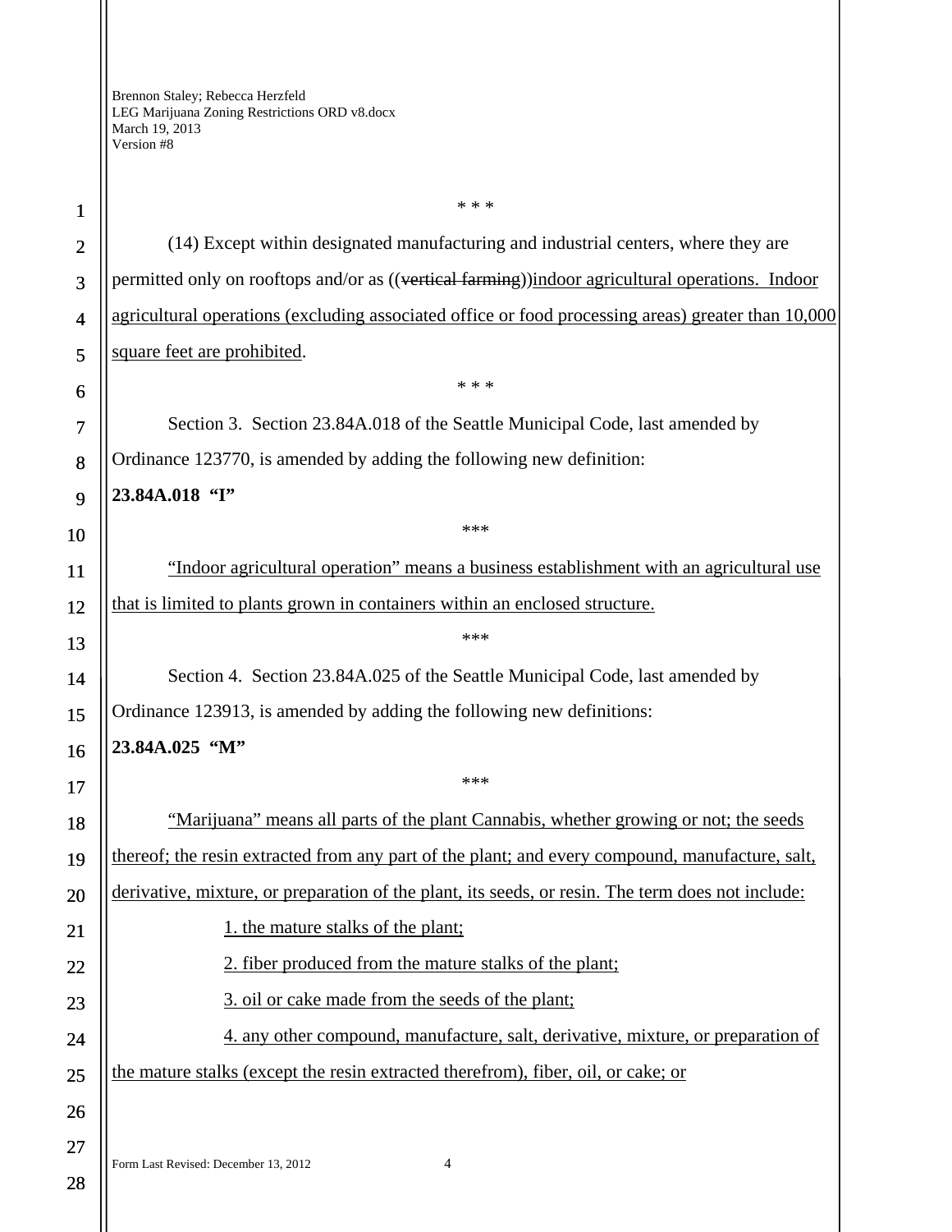\* \* \*

(14) Except within designated manufacturing and industrial centers, where they are permitted only on rooftops and/or as ((~~vertical farming~~))<u>indoor agricultural operations. Indoor agricultural operations (excluding associated office or food processing areas) greater than 10,000 square feet are prohibited</u>.

\* \* \*

Section 3. Section 23.84A.018 of the Seattle Municipal Code, last amended by Ordinance 123770, is amended by adding the following new definition:

**23.84A.018 "I"**

\*\*\*

<u>"Indoor agricultural operation" means a business establishment with an agricultural use that is limited to plants grown in containers within an enclosed structure.</u>

\*\*\*

Section 4. Section 23.84A.025 of the Seattle Municipal Code, last amended by Ordinance 123913, is amended by adding the following new definitions:

**23.84A.025 "M"**

\*\*\*

<u>"Marijuana" means all parts of the plant Cannabis, whether growing or not; the seeds thereof; the resin extracted from any part of the plant; and every compound, manufacture, salt, derivative, mixture, or preparation of the plant, its seeds, or resin. The term does not include:</u>

<u>1. the mature stalks of the plant;</u>

<u>2. fiber produced from the mature stalks of the plant;</u>

<u>3. oil or cake made from the seeds of the plant;</u>

<u>4. any other compound, manufacture, salt, derivative, mixture, or preparation of the mature stalks (except the resin extracted therefrom), fiber, oil, or cake; or</u>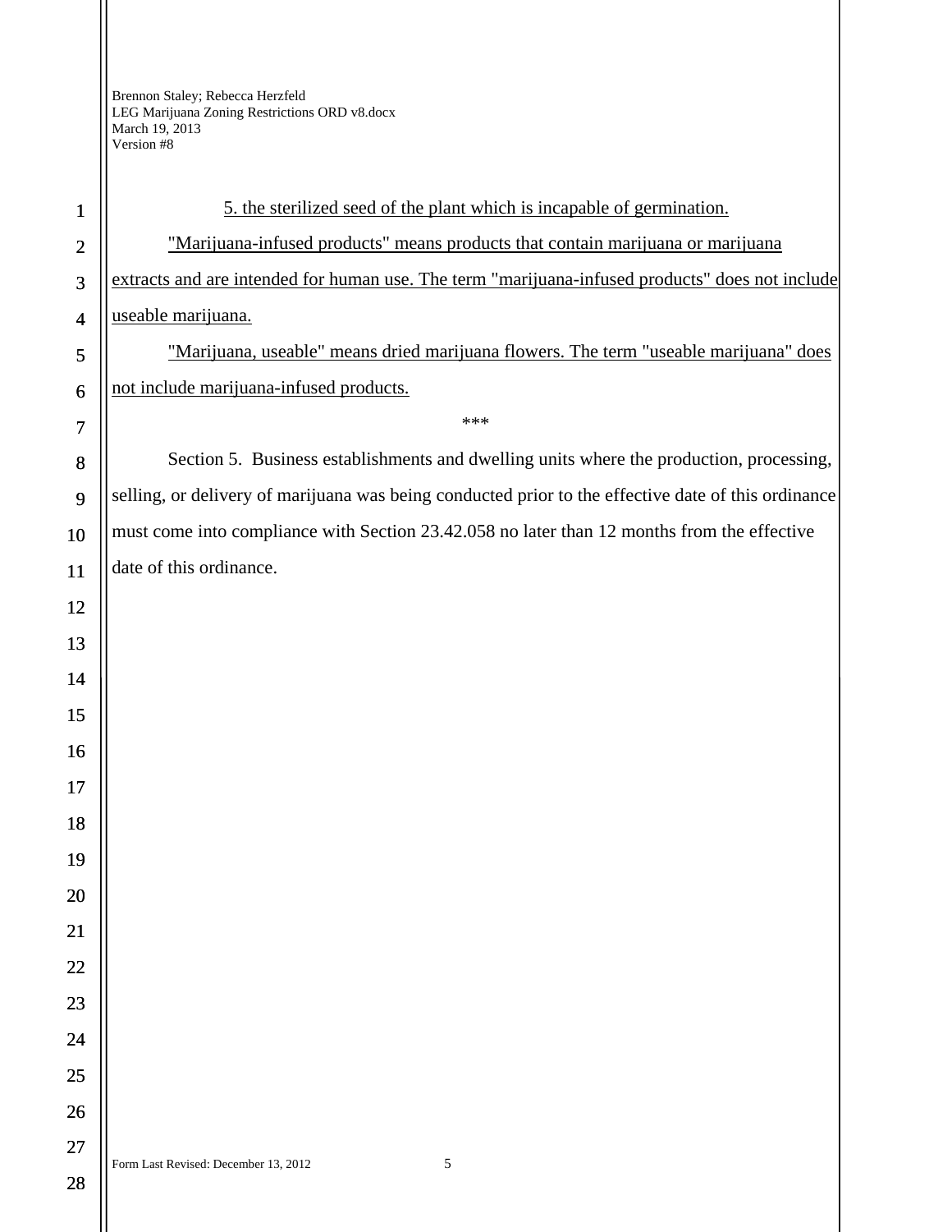5. the sterilized seed of the plant which is incapable of germination.

"Marijuana-infused products" means products that contain marijuana or marijuana extracts and are intended for human use. The term "marijuana-infused products" does not include useable marijuana.

"Marijuana, useable" means dried marijuana flowers. The term "useable marijuana" does not include marijuana-infused products.

\*\*\*

Section 5. Business establishments and dwelling units where the production, processing, selling, or delivery of marijuana was being conducted prior to the effective date of this ordinance must come into compliance with Section 23.42.058 no later than 12 months from the effective date of this ordinance.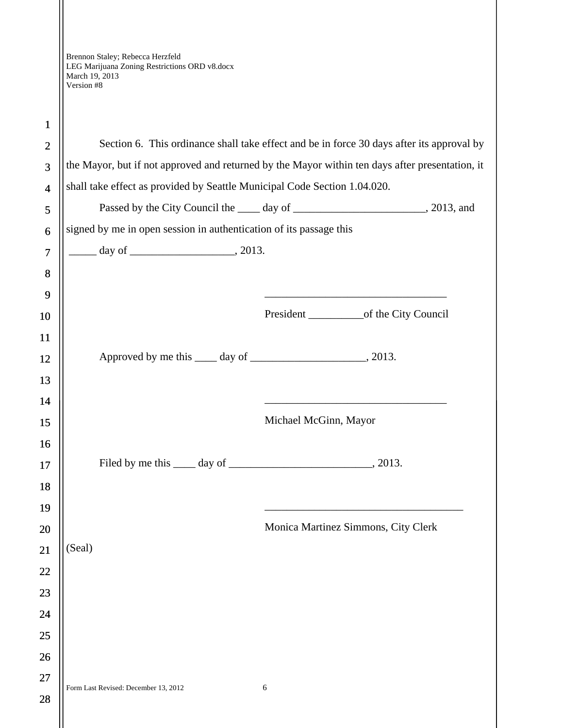Section 6. This ordinance shall take effect and be in force 30 days after its approval by the Mayor, but if not approved and returned by the Mayor within ten days after presentation, it shall take effect as provided by Seattle Municipal Code Section 1.04.020.

Passed by the City Council the ____ day of ________________________, 2013, and signed by me in open session in authentication of its passage this

_____ day of ___________________, 2013.

_________________________________

President __________of the City Council

Approved by me this ____ day of _____________________, 2013.

_________________________________

Michael McGinn, Mayor

Filed by me this ____ day of __________________________, 2013.

____________________________________

Monica Martinez Simmons, City Clerk

(Seal)